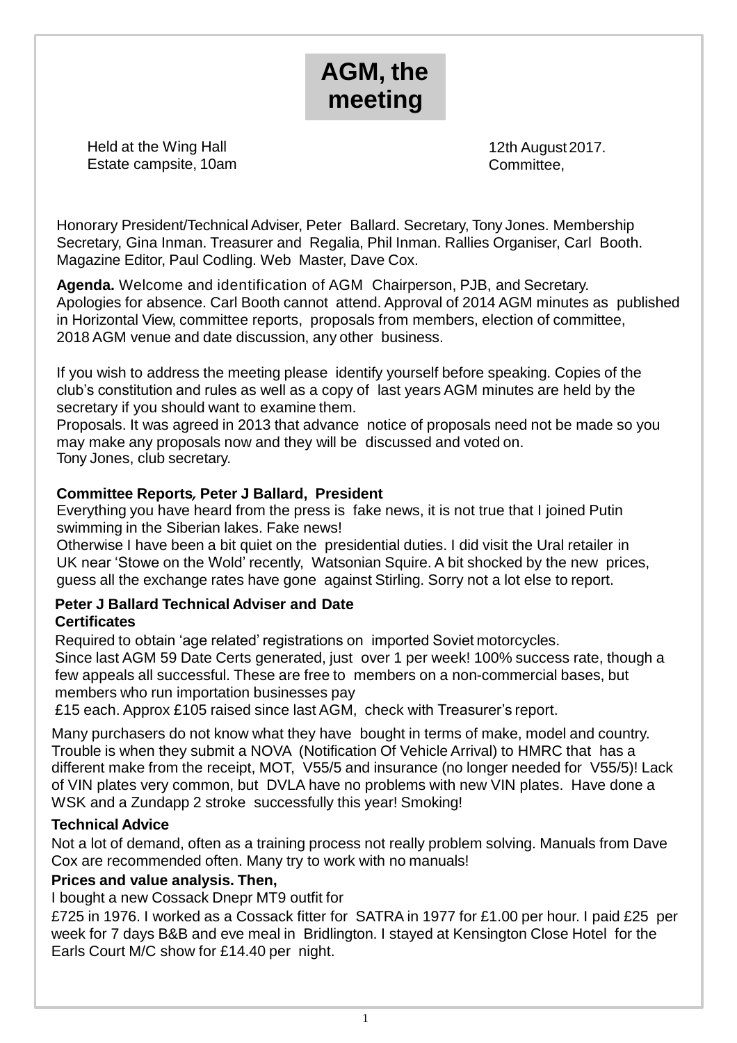# AGM, the meeting

Held at the Wing Hall Estate campsite, 10am

12th August 2017.
Committee,

Honorary President/Technical Adviser, Peter Ballard. Secretary, Tony Jones. Membership Secretary, Gina Inman. Treasurer and Regalia, Phil Inman. Rallies Organiser, Carl Booth. Magazine Editor, Paul Codling. Web Master, Dave Cox.

**Agenda.** Welcome and identification of AGM Chairperson, PJB, and Secretary. Apologies for absence. Carl Booth cannot attend. Approval of 2014 AGM minutes as published in Horizontal View, committee reports, proposals from members, election of committee, 2018 AGM venue and date discussion, any other business.

If you wish to address the meeting please identify yourself before speaking. Copies of the club's constitution and rules as well as a copy of last years AGM minutes are held by the secretary if you should want to examine them.
Proposals. It was agreed in 2013 that advance notice of proposals need not be made so you may make any proposals now and they will be discussed and voted on.
Tony Jones, club secretary.

**Committee Reports, Peter J Ballard, President**

Everything you have heard from the press is fake news, it is not true that I joined Putin swimming in the Siberian lakes. Fake news!
Otherwise I have been a bit quiet on the presidential duties. I did visit the Ural retailer in UK near 'Stowe on the Wold' recently, Watsonian Squire. A bit shocked by the new prices, guess all the exchange rates have gone against Stirling. Sorry not a lot else to report.

**Peter J Ballard Technical Adviser and Date Certificates**

Required to obtain 'age related' registrations on imported Soviet motorcycles.
Since last AGM 59 Date Certs generated, just over 1 per week! 100% success rate, though a few appeals all successful. These are free to members on a non-commercial bases, but members who run importation businesses pay
£15 each. Approx £105 raised since last AGM, check with Treasurer's report.

Many purchasers do not know what they have bought in terms of make, model and country. Trouble is when they submit a NOVA (Notification Of Vehicle Arrival) to HMRC that has a different make from the receipt, MOT, V55/5 and insurance (no longer needed for V55/5)! Lack of VIN plates very common, but DVLA have no problems with new VIN plates. Have done a WSK and a Zundapp 2 stroke successfully this year! Smoking!

**Technical Advice**

Not a lot of demand, often as a training process not really problem solving. Manuals from Dave Cox are recommended often. Many try to work with no manuals!

**Prices and value analysis. Then,**

I bought a new Cossack Dnepr MT9 outfit for
£725 in 1976. I worked as a Cossack fitter for SATRA in 1977 for £1.00 per hour. I paid £25 per week for 7 days B&B and eve meal in Bridlington. I stayed at Kensington Close Hotel for the Earls Court M/C show for £14.40 per night.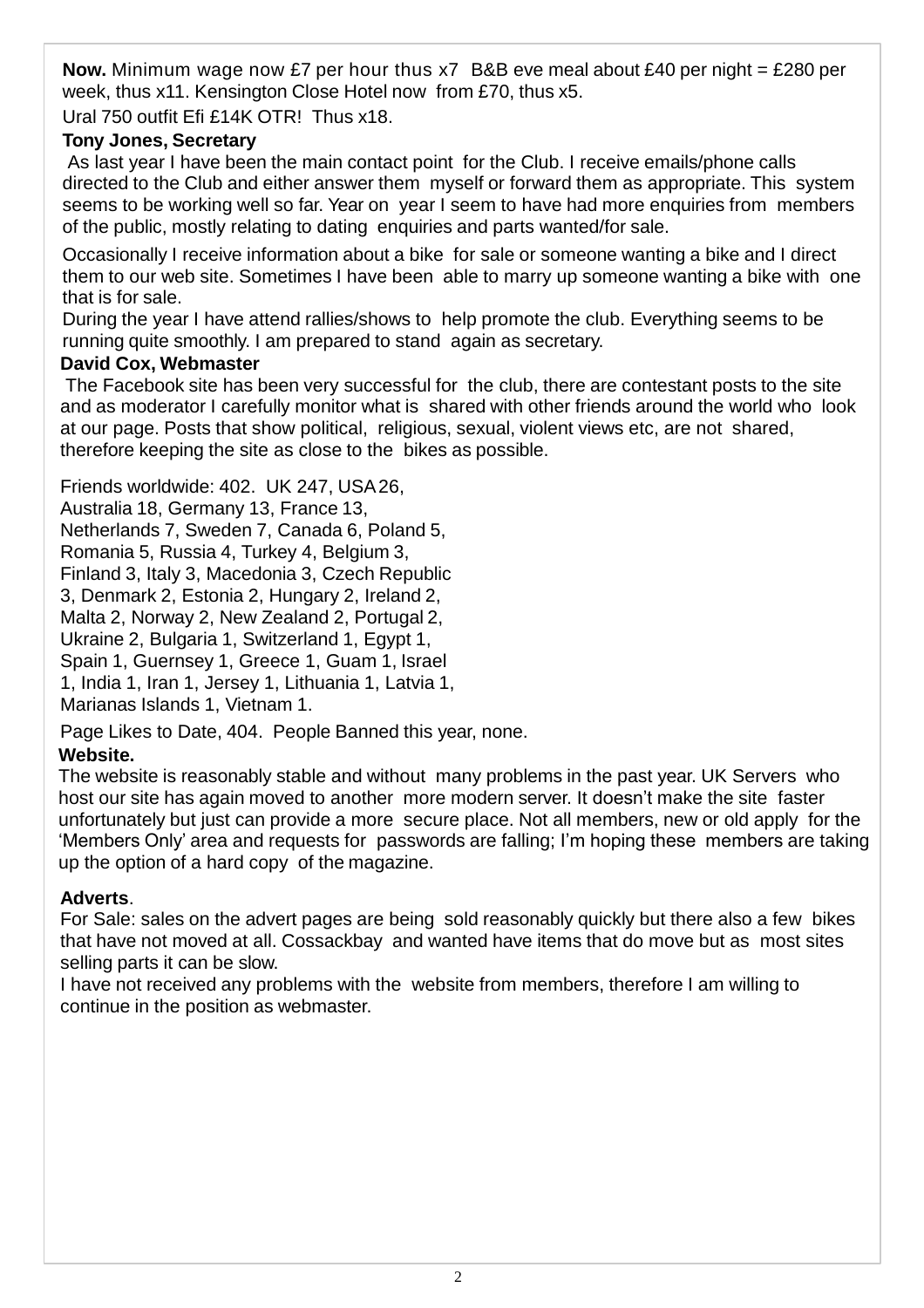**Now.** Minimum wage now £7 per hour thus x7 B&B eve meal about £40 per night = £280 per week, thus x11. Kensington Close Hotel now from £70, thus x5.

Ural 750 outfit Efi £14K OTR! Thus x18.

**Tony Jones, Secretary**

As last year I have been the main contact point for the Club. I receive emails/phone calls directed to the Club and either answer them myself or forward them as appropriate. This system seems to be working well so far. Year on year I seem to have had more enquiries from members of the public, mostly relating to dating enquiries and parts wanted/for sale.

Occasionally I receive information about a bike for sale or someone wanting a bike and I direct them to our web site. Sometimes I have been able to marry up someone wanting a bike with one that is for sale.

During the year I have attend rallies/shows to help promote the club. Everything seems to be running quite smoothly. I am prepared to stand again as secretary.

**David Cox, Webmaster**

The Facebook site has been very successful for the club, there are contestant posts to the site and as moderator I carefully monitor what is shared with other friends around the world who look at our page. Posts that show political, religious, sexual, violent views etc, are not shared, therefore keeping the site as close to the bikes as possible.

Friends worldwide: 402. UK 247, USA 26, Australia 18, Germany 13, France 13, Netherlands 7, Sweden 7, Canada 6, Poland 5, Romania 5, Russia 4, Turkey 4, Belgium 3, Finland 3, Italy 3, Macedonia 3, Czech Republic 3, Denmark 2, Estonia 2, Hungary 2, Ireland 2, Malta 2, Norway 2, New Zealand 2, Portugal 2, Ukraine 2, Bulgaria 1, Switzerland 1, Egypt 1, Spain 1, Guernsey 1, Greece 1, Guam 1, Israel 1, India 1, Iran 1, Jersey 1, Lithuania 1, Latvia 1, Marianas Islands 1, Vietnam 1.

Page Likes to Date, 404. People Banned this year, none.

**Website.**

The website is reasonably stable and without many problems in the past year. UK Servers who host our site has again moved to another more modern server. It doesn't make the site faster unfortunately but just can provide a more secure place. Not all members, new or old apply for the 'Members Only' area and requests for passwords are falling; I'm hoping these members are taking up the option of a hard copy of the magazine.

**Adverts**.

For Sale: sales on the advert pages are being sold reasonably quickly but there also a few bikes that have not moved at all. Cossackbay and wanted have items that do move but as most sites selling parts it can be slow.

I have not received any problems with the website from members, therefore I am willing to continue in the position as webmaster.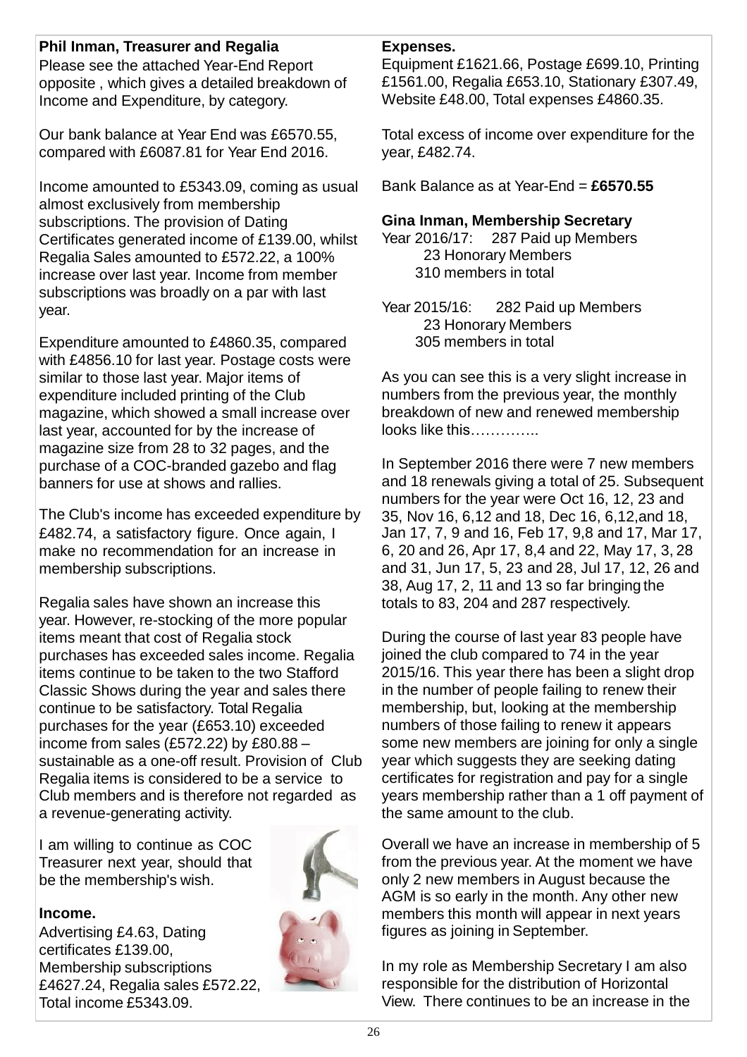**Phil Inman, Treasurer and Regalia**

Please see the attached Year-End Report opposite , which gives a detailed breakdown of Income and Expenditure, by category.

Our bank balance at Year End was £6570.55, compared with £6087.81 for Year End 2016.

Income amounted to £5343.09, coming as usual almost exclusively from membership subscriptions. The provision of Dating Certificates generated income of £139.00, whilst Regalia Sales amounted to £572.22, a 100% increase over last year. Income from member subscriptions was broadly on a par with last year.

Expenditure amounted to £4860.35, compared with £4856.10 for last year. Postage costs were similar to those last year. Major items of expenditure included printing of the Club magazine, which showed a small increase over last year, accounted for by the increase of magazine size from 28 to 32 pages, and the purchase of a COC-branded gazebo and flag banners for use at shows and rallies.

The Club's income has exceeded expenditure by £482.74, a satisfactory figure. Once again, I make no recommendation for an increase in membership subscriptions.

Regalia sales have shown an increase this year. However, re-stocking of the more popular items meant that cost of Regalia stock purchases has exceeded sales income. Regalia items continue to be taken to the two Stafford Classic Shows during the year and sales there continue to be satisfactory. Total Regalia purchases for the year (£653.10) exceeded income from sales (£572.22) by £80.88 – sustainable as a one-off result. Provision of Club Regalia items is considered to be a service to Club members and is therefore not regarded as a revenue-generating activity.

I am willing to continue as COC Treasurer next year, should that be the membership's wish.

**Income.**

Advertising £4.63, Dating certificates £139.00, Membership subscriptions £4627.24, Regalia sales £572.22, Total income £5343.09.

**Expenses.**

Equipment £1621.66, Postage £699.10, Printing £1561.00, Regalia £653.10, Stationary £307.49, Website £48.00, Total expenses £4860.35.

Total excess of income over expenditure for the year, £482.74.

Bank Balance as at Year-End = **£6570.55**

**Gina Inman, Membership Secretary**

Year 2016/17: 287 Paid up Members
23 Honorary Members
310 members in total

Year 2015/16: 282 Paid up Members
23 Honorary Members
305 members in total

As you can see this is a very slight increase in numbers from the previous year, the monthly breakdown of new and renewed membership looks like this…………..

In September 2016 there were 7 new members and 18 renewals giving a total of 25. Subsequent numbers for the year were Oct 16, 12, 23 and 35, Nov 16, 6,12 and 18, Dec 16, 6,12,and 18, Jan 17, 7, 9 and 16, Feb 17, 9,8 and 17, Mar 17, 6, 20 and 26, Apr 17, 8,4 and 22, May 17, 3, 28 and 31, Jun 17, 5, 23 and 28, Jul 17, 12, 26 and 38, Aug 17, 2, 11 and 13 so far bringing the totals to 83, 204 and 287 respectively.

During the course of last year 83 people have joined the club compared to 74 in the year 2015/16. This year there has been a slight drop in the number of people failing to renew their membership, but, looking at the membership numbers of those failing to renew it appears some new members are joining for only a single year which suggests they are seeking dating certificates for registration and pay for a single years membership rather than a 1 off payment of the same amount to the club.

Overall we have an increase in membership of 5 from the previous year. At the moment we have only 2 new members in August because the AGM is so early in the month. Any other new members this month will appear in next years figures as joining in September.

In my role as Membership Secretary I am also responsible for the distribution of Horizontal View. There continues to be an increase in the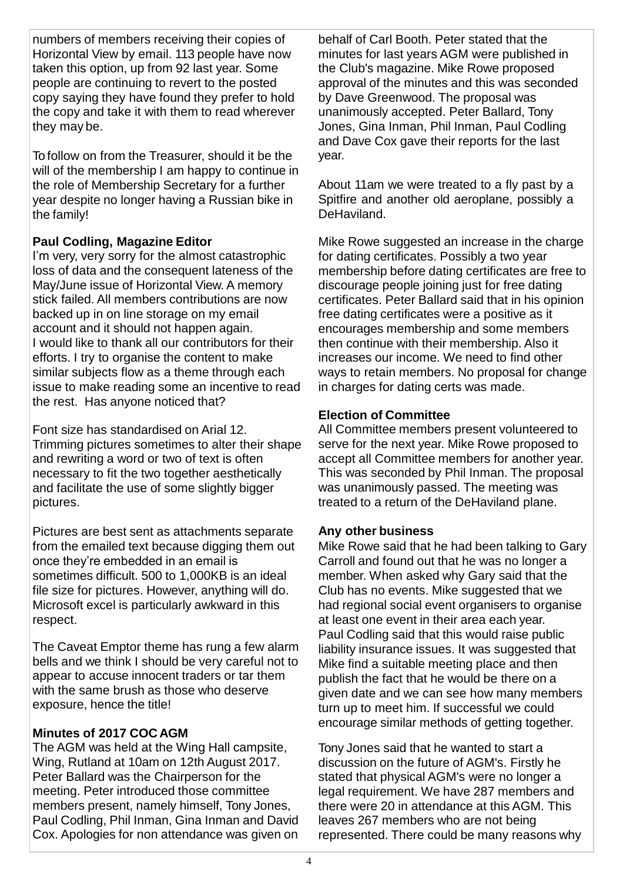numbers of members receiving their copies of Horizontal View by email. 113 people have now taken this option, up from 92 last year. Some people are continuing to revert to the posted copy saying they have found they prefer to hold the copy and take it with them to read wherever they may be.

To follow on from the Treasurer, should it be the will of the membership I am happy to continue in the role of Membership Secretary for a further year despite no longer having a Russian bike in the family!

**Paul Codling, Magazine Editor**

I'm very, very sorry for the almost catastrophic loss of data and the consequent lateness of the May/June issue of Horizontal View. A memory stick failed. All members contributions are now backed up in on line storage on my email account and it should not happen again.
I would like to thank all our contributors for their efforts. I try to organise the content to make similar subjects flow as a theme through each issue to make reading some an incentive to read the rest. Has anyone noticed that?

Font size has standardised on Arial 12. Trimming pictures sometimes to alter their shape and rewriting a word or two of text is often necessary to fit the two together aesthetically and facilitate the use of some slightly bigger pictures.

Pictures are best sent as attachments separate from the emailed text because digging them out once they're embedded in an email is sometimes difficult. 500 to 1,000KB is an ideal file size for pictures. However, anything will do. Microsoft excel is particularly awkward in this respect.

The Caveat Emptor theme has rung a few alarm bells and we think I should be very careful not to appear to accuse innocent traders or tar them with the same brush as those who deserve exposure, hence the title!

**Minutes of 2017 COC AGM**

The AGM was held at the Wing Hall campsite, Wing, Rutland at 10am on 12th August 2017. Peter Ballard was the Chairperson for the meeting. Peter introduced those committee members present, namely himself, Tony Jones, Paul Codling, Phil Inman, Gina Inman and David Cox. Apologies for non attendance was given on behalf of Carl Booth. Peter stated that the minutes for last years AGM were published in the Club's magazine. Mike Rowe proposed approval of the minutes and this was seconded by Dave Greenwood. The proposal was unanimously accepted. Peter Ballard, Tony Jones, Gina Inman, Phil Inman, Paul Codling and Dave Cox gave their reports for the last year.

About 11am we were treated to a fly past by a Spitfire and another old aeroplane, possibly a DeHaviland.

Mike Rowe suggested an increase in the charge for dating certificates. Possibly a two year membership before dating certificates are free to discourage people joining just for free dating certificates. Peter Ballard said that in his opinion free dating certificates were a positive as it encourages membership and some members then continue with their membership. Also it increases our income. We need to find other ways to retain members. No proposal for change in charges for dating certs was made.

**Election of Committee**

All Committee members present volunteered to serve for the next year. Mike Rowe proposed to accept all Committee members for another year. This was seconded by Phil Inman. The proposal was unanimously passed. The meeting was treated to a return of the DeHaviland plane.

**Any other business**

Mike Rowe said that he had been talking to Gary Carroll and found out that he was no longer a member. When asked why Gary said that the Club has no events. Mike suggested that we had regional social event organisers to organise at least one event in their area each year.
Paul Codling said that this would raise public liability insurance issues. It was suggested that Mike find a suitable meeting place and then publish the fact that he would be there on a given date and we can see how many members turn up to meet him. If successful we could encourage similar methods of getting together.

Tony Jones said that he wanted to start a discussion on the future of AGM's. Firstly he stated that physical AGM's were no longer a legal requirement. We have 287 members and there were 20 in attendance at this AGM. This leaves 267 members who are not being represented. There could be many reasons why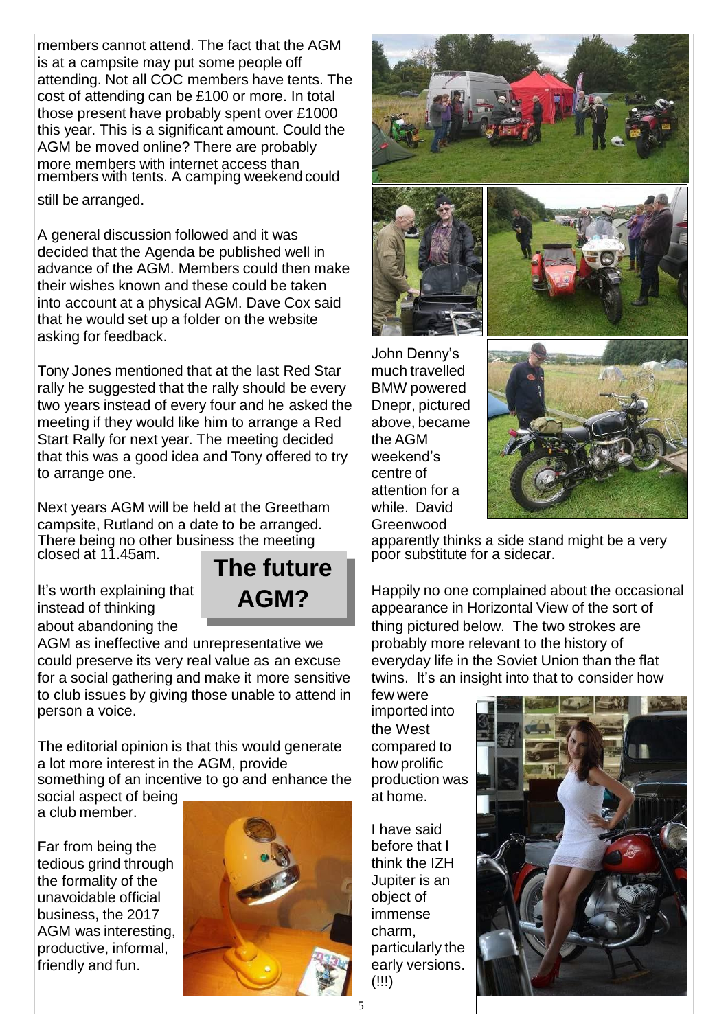members cannot attend. The fact that the AGM is at a campsite may put some people off attending. Not all COC members have tents. The cost of attending can be £100 or more. In total those present have probably spent over £1000 this year. This is a significant amount. Could the AGM be moved online? There are probably more members with internet access than members with tents. A camping weekend could still be arranged.

A general discussion followed and it was decided that the Agenda be published well in advance of the AGM. Members could then make their wishes known and these could be taken into account at a physical AGM. Dave Cox said that he would set up a folder on the website asking for feedback.

Tony Jones mentioned that at the last Red Star rally he suggested that the rally should be every two years instead of every four and he asked the meeting if they would like him to arrange a Red Start Rally for next year. The meeting decided that this was a good idea and Tony offered to try to arrange one.

Next years AGM will be held at the Greetham campsite, Rutland on a date to be arranged. There being no other business the meeting closed at 11.45am.

## The future AGM?

It's worth explaining that instead of thinking about abandoning the AGM as ineffective and unrepresentative we could preserve its very real value as an excuse for a social gathering and make it more sensitive to club issues by giving those unable to attend in person a voice.

The editorial opinion is that this would generate a lot more interest in the AGM, provide something of an incentive to go and enhance the social aspect of being a club member.

Far from being the tedious grind through the formality of the unavoidable official business, the 2017 AGM was interesting, productive, informal, friendly and fun.

John Denny's much travelled BMW powered Dnepr, pictured above, became the AGM weekend's centre of attention for a while. David Greenwood apparently thinks a side stand might be a very poor substitute for a sidecar.

Happily no one complained about the occasional appearance in Horizontal View of the sort of thing pictured below. The two strokes are probably more relevant to the history of everyday life in the Soviet Union than the flat twins. It's an insight into that to consider how few were imported into the West compared to how prolific production was at home.

I have said before that I think the IZH Jupiter is an object of immense charm, particularly the early versions. (!!!)